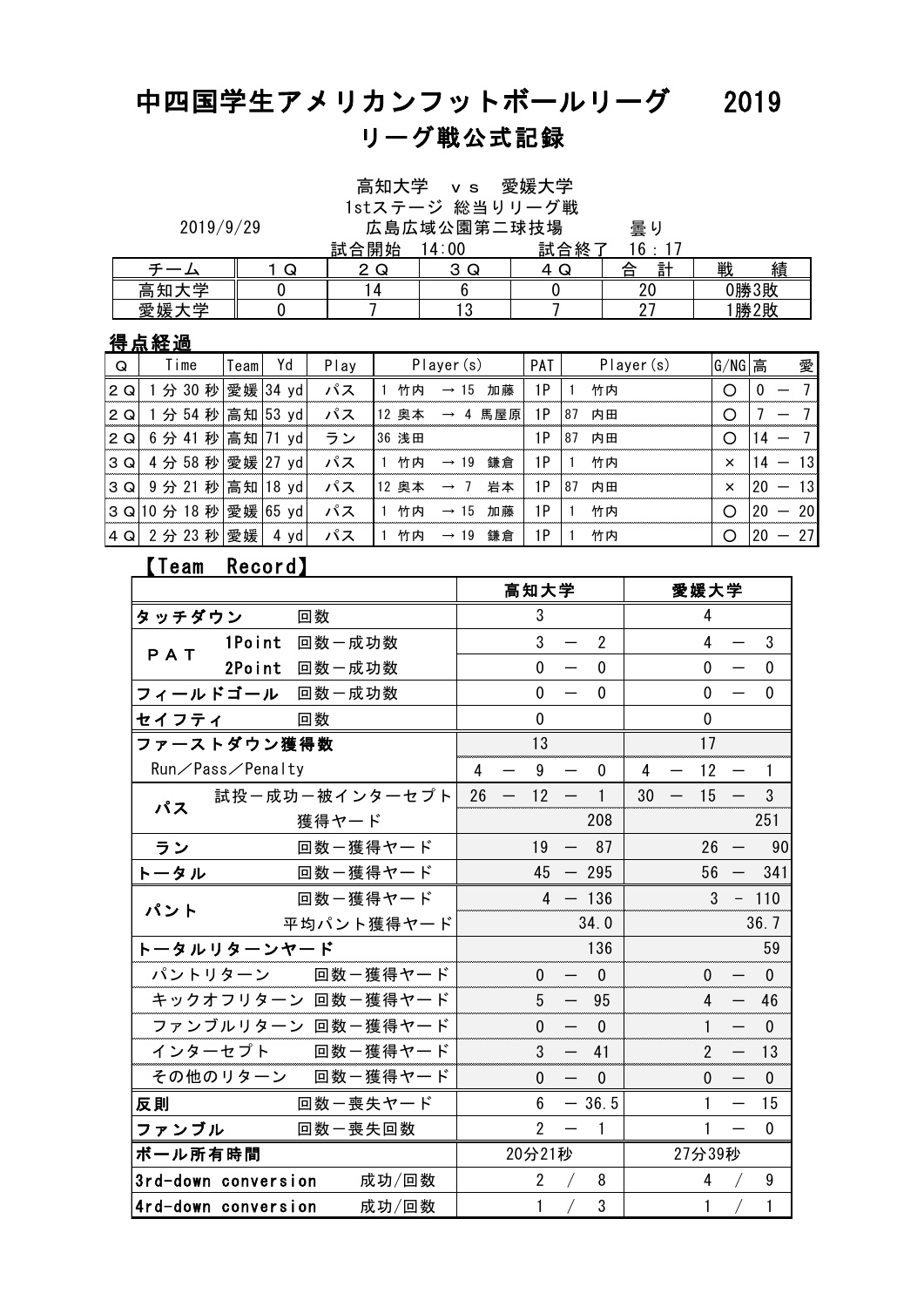# 中四国学生アメリカンフットボールリーグ　2019

## リーグ戦公式記録

高知大学　ｖｓ　愛媛大学
1stステージ 総当りリーグ戦

2019/9/29　広島広域公園第二球技場　曇り
試合開始　14:00　試合終了　16：17

| チーム | １Ｑ | ２Ｑ | ３Ｑ | ４Ｑ | 合　計 | 戦　　績 |
|---|---|---|---|---|---|---|
| 高知大学 | 0 | 14 | 6 | 0 | 20 | 0勝3敗 |
| 愛媛大学 | 0 | 7 | 13 | 7 | 27 | 1勝2敗 |

### 得点経過

| Q | Time | Team | Yd | Play | Player(s) | PAT | Player(s) | G/NG | 高　愛 |
|---|---|---|---|---|---|---|---|---|---|
| ２Q | 1 分 30 秒 | 愛媛 | 34 yd | パス | 1 竹内 → 15 加藤 | 1P | 1 竹内 | ○ | 0 － 7 |
| ２Q | 1 分 54 秒 | 高知 | 53 yd | パス | 12 奥本 → 4 馬屋原 | 1P | 87 内田 | ○ | 7 － 7 |
| ２Q | 6 分 41 秒 | 高知 | 71 yd | ラン | 36 浅田 | 1P | 87 内田 | ○ | 14 － 7 |
| ３Q | 4 分 58 秒 | 愛媛 | 27 yd | パス | 1 竹内 → 19 鎌倉 | 1P | 1 竹内 | × | 14 － 13 |
| ３Q | 9 分 21 秒 | 高知 | 18 yd | パス | 12 奥本 → 7 岩本 | 1P | 87 内田 | × | 20 － 13 |
| ３Q | 10 分 18 秒 | 愛媛 | 65 yd | パス | 1 竹内 → 15 加藤 | 1P | 1 竹内 | ○ | 20 － 20 |
| ４Q | 2 分 23 秒 | 愛媛 | 4 yd | パス | 1 竹内 → 19 鎌倉 | 1P | 1 竹内 | ○ | 20 － 27 |

### 【Team　Record】

| | | 高知大学 | 愛媛大学 |
|---|---|---|---|
| タッチダウン | 回数 | 3 | 4 |
| ＰＡＴ　1Point | 回数－成功数 | 3 － 2 | 4 － 3 |
| ＰＡＴ　2Point | 回数－成功数 | 0 － 0 | 0 － 0 |
| フィールドゴール | 回数－成功数 | 0 － 0 | 0 － 0 |
| セイフティ | 回数 | 0 | 0 |
| ファーストダウン獲得数 | | 13 | 17 |
| Run／Pass／Penalty | | 4 － 9 － 0 | 4 － 12 － 1 |
| パス | 試投－成功－被インターセプト | 26 － 12 － 1 | 30 － 15 － 3 |
| パス | 獲得ヤード | 208 | 251 |
| ラン | 回数－獲得ヤード | 19 － 87 | 26 － 90 |
| トータル | 回数－獲得ヤード | 45 － 295 | 56 － 341 |
| パント | 回数－獲得ヤード | 4 － 136 | 3 - 110 |
| パント | 平均パント獲得ヤード | 34.0 | 36.7 |
| トータルリターンヤード | | 136 | 59 |
| パントリターン | 回数－獲得ヤード | 0 － 0 | 0 － 0 |
| キックオフリターン | 回数－獲得ヤード | 5 － 95 | 4 － 46 |
| ファンブルリターン | 回数－獲得ヤード | 0 － 0 | 1 － 0 |
| インターセプト | 回数－獲得ヤード | 3 － 41 | 2 － 13 |
| その他のリターン | 回数－獲得ヤード | 0 － 0 | 0 － 0 |
| 反則 | 回数－喪失ヤード | 6 － 36.5 | 1 － 15 |
| ファンブル | 回数－喪失回数 | 2 － 1 | 1 － 0 |
| ボール所有時間 | | 20分21秒 | 27分39秒 |
| 3rd-down conversion | 成功/回数 | 2 / 8 | 4 / 9 |
| 4rd-down conversion | 成功/回数 | 1 / 3 | 1 / 1 |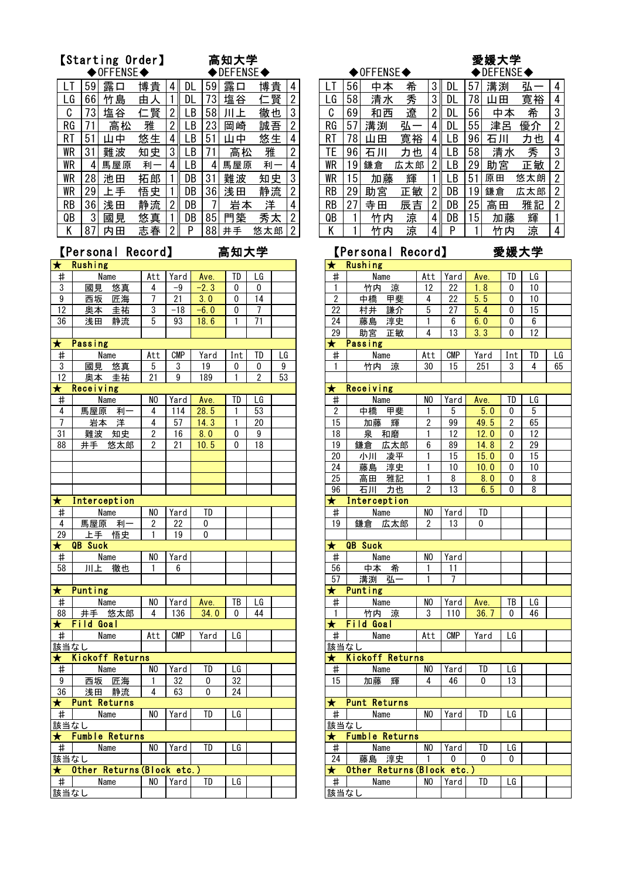## 【Starting Order】

### 高知大学

| ◆OFFENSE◆ | | | | ◆DEFENSE◆ | | | |
|---|---|---|---|---|---|---|---|
| LT | 59 | 露口　博貴 | 4 | DL | 59 | 露口　博貴 | 4 |
| LG | 66 | 竹島　由人 | 1 | DL | 73 | 塩谷　仁賢 | 2 |
| C | 73 | 塩谷　仁賢 | 2 | LB | 58 | 川上　徹也 | 3 |
| RG | 71 | 高松　雅 | 2 | LB | 23 | 岡崎　誠吾 | 2 |
| RT | 51 | 山中　悠生 | 4 | LB | 51 | 山中　悠生 | 4 |
| WR | 31 | 難波　知史 | 3 | LB | 71 | 高松　雅 | 2 |
| WR | 4 | 馬屋原　利一 | 4 | LB | 4 | 馬屋原　利一 | 4 |
| WR | 28 | 池田　拓郎 | 1 | DB | 31 | 難波　知史 | 3 |
| WR | 29 | 上手　悟史 | 1 | DB | 36 | 浅田　静流 | 2 |
| RB | 36 | 浅田　静流 | 2 | DB | 7 | 岩本　洋 | 4 |
| QB | 3 | 國見　悠真 | 1 | DB | 85 | 門築　秀太 | 2 |
| K | 87 | 内田　志春 | 2 | P | 88 | 井手　悠太郎 | 2 |

### 愛媛大学

| ◆OFFENSE◆ | | | | ◆DEFENSE◆ | | | |
|---|---|---|---|---|---|---|---|
| LT | 56 | 中本　希 | 3 | DL | 57 | 溝渕　弘一 | 4 |
| LG | 58 | 清水　秀 | 3 | DL | 78 | 山田　寛裕 | 4 |
| C | 69 | 和西　遼 | 2 | DL | 56 | 中本　希 | 3 |
| RG | 57 | 溝渕　弘一 | 4 | DL | 55 | 津呂　優介 | 2 |
| RT | 78 | 山田　寛裕 | 4 | LB | 96 | 石川　力也 | 4 |
| TE | 96 | 石川　力也 | 4 | LB | 58 | 清水　秀 | 3 |
| WR | 19 | 鎌倉　広太郎 | 2 | LB | 29 | 助宮　正敏 | 2 |
| WR | 15 | 加藤　輝 | 1 | LB | 51 | 原田　悠太朗 | 2 |
| RB | 29 | 助宮　正敏 | 2 | DB | 19 | 鎌倉　広太郎 | 2 |
| RB | 27 | 寺田　辰吉 | 2 | DB | 25 | 高田　雅記 | 2 |
| QB | 1 | 竹内　涼 | 4 | DB | 15 | 加藤　輝 | 1 |
| K | 1 | 竹内　涼 | 4 | P | 1 | 竹内　涼 | 4 |

## 【Personal Record】 高知大学

★ Rushing

| # | Name | Att | Yard | Ave. | TD | LG |
|---|---|---|---|---|---|---|
| 3 | 國見　悠真 | 4 | −9 | −2.3 | 0 | 0 |
| 9 | 西坂　匠海 | 7 | 21 | 3.0 | 0 | 14 |
| 12 | 奥本　圭祐 | 3 | −18 | −6.0 | 0 | 7 |
| 36 | 浅田　静流 | 5 | 93 | 18.6 | 1 | 71 |

★ Passing

| # | Name | Att | CMP | Yard | Int | TD | LG |
|---|---|---|---|---|---|---|---|
| 3 | 國見　悠真 | 5 | 3 | 19 | 0 | 0 | 9 |
| 12 | 奥本　圭祐 | 21 | 9 | 189 | 1 | 2 | 53 |

★ Receiving

| # | Name | NO | Yard | Ave. | TD | LG |
|---|---|---|---|---|---|---|
| 4 | 馬屋原　利一 | 4 | 114 | 28.5 | 1 | 53 |
| 7 | 岩本　洋 | 4 | 57 | 14.3 | 1 | 20 |
| 31 | 難波　知史 | 2 | 16 | 8.0 | 0 | 9 |
| 88 | 井手　悠太郎 | 2 | 21 | 10.5 | 0 | 18 |

★ Interception

| # | Name | NO | Yard | TD |
|---|---|---|---|---|
| 4 | 馬屋原　利一 | 2 | 22 | 0 |
| 29 | 上手　悟史 | 1 | 19 | 0 |

★ QB Suck

| # | Name | NO | Yard |
|---|---|---|---|
| 58 | 川上　徹也 | 1 | 6 |

★ Punting

| # | Name | NO | Yard | Ave. | TB | LG |
|---|---|---|---|---|---|---|
| 88 | 井手　悠太郎 | 4 | 136 | 34.0 | 0 | 44 |

★ Fild Goal

| # | Name | Att | CMP | Yard | LG |
|---|---|---|---|---|---|

該当なし

★ Kickoff Returns

| # | Name | NO | Yard | TD | LG |
|---|---|---|---|---|---|
| 9 | 西坂　匠海 | 1 | 32 | 0 | 32 |
| 36 | 浅田　静流 | 4 | 63 | 0 | 24 |

★ Punt Returns

| # | Name | NO | Yard | TD | LG |
|---|---|---|---|---|---|

該当なし

★ Fumble Returns

| # | Name | NO | Yard | TD | LG |
|---|---|---|---|---|---|

該当なし

★ Other Returns(Block etc.)

| # | Name | NO | Yard | TD | LG |
|---|---|---|---|---|---|

該当なし

## 【Personal Record】 愛媛大学

★ Rushing

| # | Name | Att | Yard | Ave. | TD | LG |
|---|---|---|---|---|---|---|
| 1 | 竹内　涼 | 12 | 22 | 1.8 | 0 | 10 |
| 2 | 中橋　甲斐 | 4 | 22 | 5.5 | 0 | 10 |
| 22 | 村井　謙介 | 5 | 27 | 5.4 | 0 | 15 |
| 24 | 藤島　淳史 | 1 | 6 | 6.0 | 0 | 6 |
| 29 | 助宮　正敏 | 4 | 13 | 3.3 | 0 | 12 |

★ Passing

| # | Name | Att | CMP | Yard | Int | TD | LG |
|---|---|---|---|---|---|---|---|
| 1 | 竹内　涼 | 30 | 15 | 251 | 3 | 4 | 65 |

★ Receiving

| # | Name | NO | Yard | Ave. | TD | LG |
|---|---|---|---|---|---|---|
| 2 | 中橋　甲斐 | 1 | 5 | 5.0 | 0 | 5 |
| 15 | 加藤　輝 | 2 | 99 | 49.5 | 2 | 65 |
| 18 | 泉　和磨 | 1 | 12 | 12.0 | 0 | 12 |
| 19 | 鎌倉　広太郎 | 6 | 89 | 14.8 | 2 | 29 |
| 20 | 小川　凌平 | 1 | 15 | 15.0 | 0 | 15 |
| 24 | 藤島　淳史 | 1 | 10 | 10.0 | 0 | 10 |
| 25 | 高田　雅記 | 1 | 8 | 8.0 | 0 | 8 |
| 96 | 石川　力也 | 2 | 13 | 6.5 | 0 | 8 |

★ Interception

| # | Name | NO | Yard | TD |
|---|---|---|---|---|
| 19 | 鎌倉　広太郎 | 2 | 13 | 0 |

★ QB Suck

| # | Name | NO | Yard |
|---|---|---|---|
| 56 | 中本　希 | 1 | 11 |
| 57 | 溝渕　弘一 | 1 | 7 |

★ Punting

| # | Name | NO | Yard | Ave. | TB | LG |
|---|---|---|---|---|---|---|
| 1 | 竹内　涼 | 3 | 110 | 36.7 | 0 | 46 |

★ Fild Goal

| # | Name | Att | CMP | Yard | LG |
|---|---|---|---|---|---|

該当なし

★ Kickoff Returns

| # | Name | NO | Yard | TD | LG |
|---|---|---|---|---|---|
| 15 | 加藤　輝 | 4 | 46 | 0 | 13 |

★ Punt Returns

| # | Name | NO | Yard | TD | LG |
|---|---|---|---|---|---|

該当なし

★ Fumble Returns

| # | Name | NO | Yard | TD | LG |
|---|---|---|---|---|---|
| 24 | 藤島　淳史 | 1 | 0 | 0 | 0 |

★ Other Returns(Block etc.)

| # | Name | NO | Yard | TD | LG |
|---|---|---|---|---|---|

該当なし